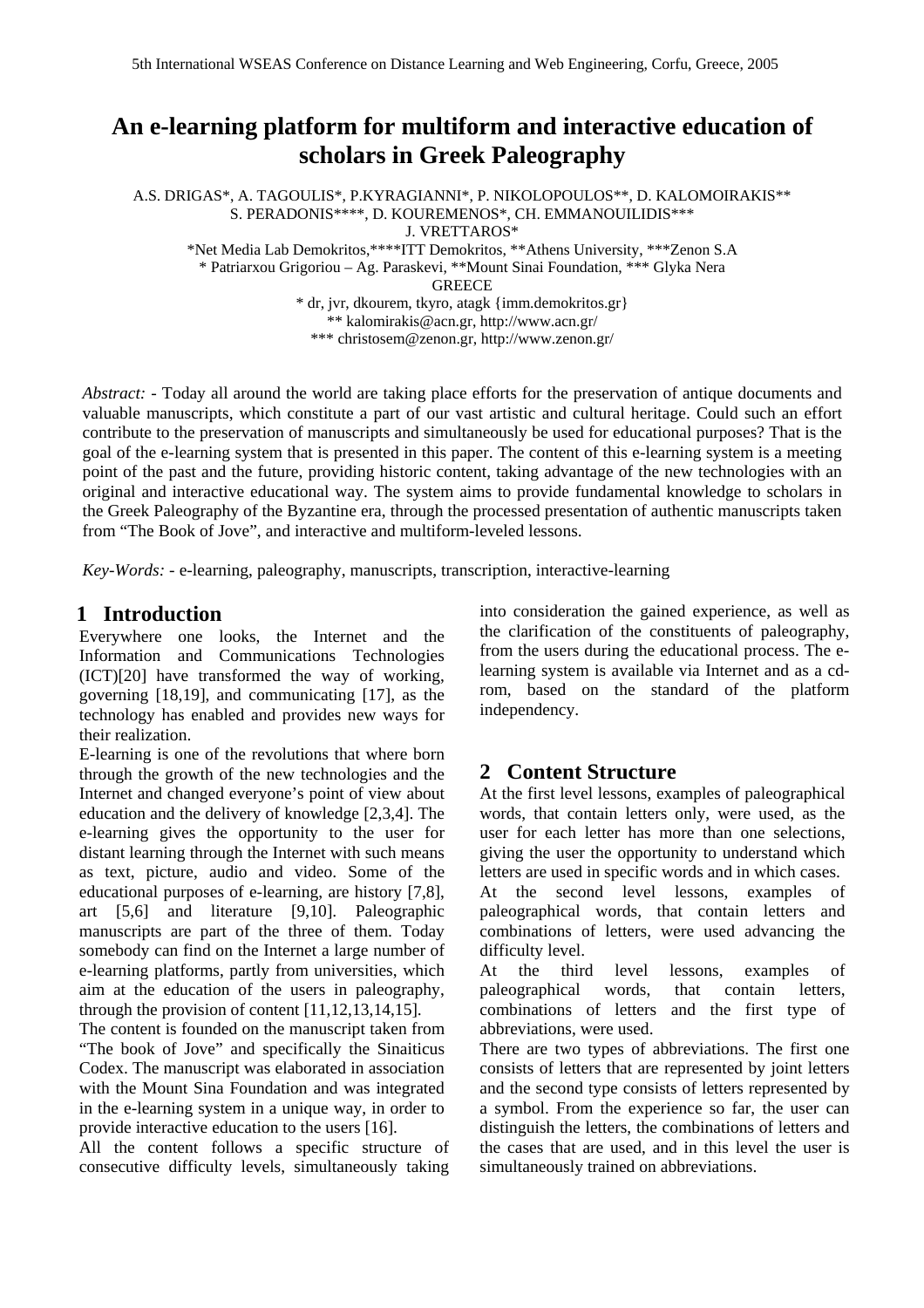// An e-learning platform for multiform and interactive education of scholars in Greek Paleography

A.S. DRIGAS*, A. TAGOULIS*, P.KYRAGIANNI*, P. NIKOLOPOULOS**, D. KALOMOIRAKIS**
S. PERADONIS****, D. KOUREMENOS*, CH. EMMANOUILIDIS***
J. VRETTAROS*

*Net Media Lab Demokritos,****ITT Demokritos, **Athens University, ***Zenon S.A
* Patriarxou Grigoriou – Ag. Paraskevi, **Mount Sinai Foundation, *** Glyka Nera
GREECE

* dr, jvr, dkourem, tkyro, atagk {imm.demokritos.gr}
** kalomirakis@acn.gr, http://www.acn.gr/
*** christosem@zenon.gr, http://www.zenon.gr/

*Abstract:* - Today all around the world are taking place efforts for the preservation of antique documents and valuable manuscripts, which constitute a part of our vast artistic and cultural heritage. Could such an effort contribute to the preservation of manuscripts and simultaneously be used for educational purposes? That is the goal of the e-learning system that is presented in this paper. The content of this e-learning system is a meeting point of the past and the future, providing historic content, taking advantage of the new technologies with an original and interactive educational way. The system aims to provide fundamental knowledge to scholars in the Greek Paleography of the Byzantine era, through the processed presentation of authentic manuscripts taken from "The Book of Jove", and interactive and multiform-leveled lessons.

*Key-Words:* - e-learning, paleography, manuscripts, transcription, interactive-learning

## 1 Introduction

Everywhere one looks, the Internet and the Information and Communications Technologies (ICT)[20] have transformed the way of working, governing [18,19], and communicating [17], as the technology has enabled and provides new ways for their realization.

E-learning is one of the revolutions that where born through the growth of the new technologies and the Internet and changed everyone's point of view about education and the delivery of knowledge [2,3,4]. The e-learning gives the opportunity to the user for distant learning through the Internet with such means as text, picture, audio and video. Some of the educational purposes of e-learning, are history [7,8], art [5,6] and literature [9,10]. Paleographic manuscripts are part of the three of them. Today somebody can find on the Internet a large number of e-learning platforms, partly from universities, which aim at the education of the users in paleography, through the provision of content [11,12,13,14,15].

The content is founded on the manuscript taken from "The book of Jove" and specifically the Sinaiticus Codex. The manuscript was elaborated in association with the Mount Sina Foundation and was integrated in the e-learning system in a unique way, in order to provide interactive education to the users [16].

All the content follows a specific structure of consecutive difficulty levels, simultaneously taking into consideration the gained experience, as well as the clarification of the constituents of paleography, from the users during the educational process. The e-learning system is available via Internet and as a cd-rom, based on the standard of the platform independency.

## 2 Content Structure

At the first level lessons, examples of paleographical words, that contain letters only, were used, as the user for each letter has more than one selections, giving the user the opportunity to understand which letters are used in specific words and in which cases.

At the second level lessons, examples of paleographical words, that contain letters and combinations of letters, were used advancing the difficulty level.

At the third level lessons, examples of paleographical words, that contain letters, combinations of letters and the first type of abbreviations, were used.

There are two types of abbreviations. The first one consists of letters that are represented by joint letters and the second type consists of letters represented by a symbol. From the experience so far, the user can distinguish the letters, the combinations of letters and the cases that are used, and in this level the user is simultaneously trained on abbreviations.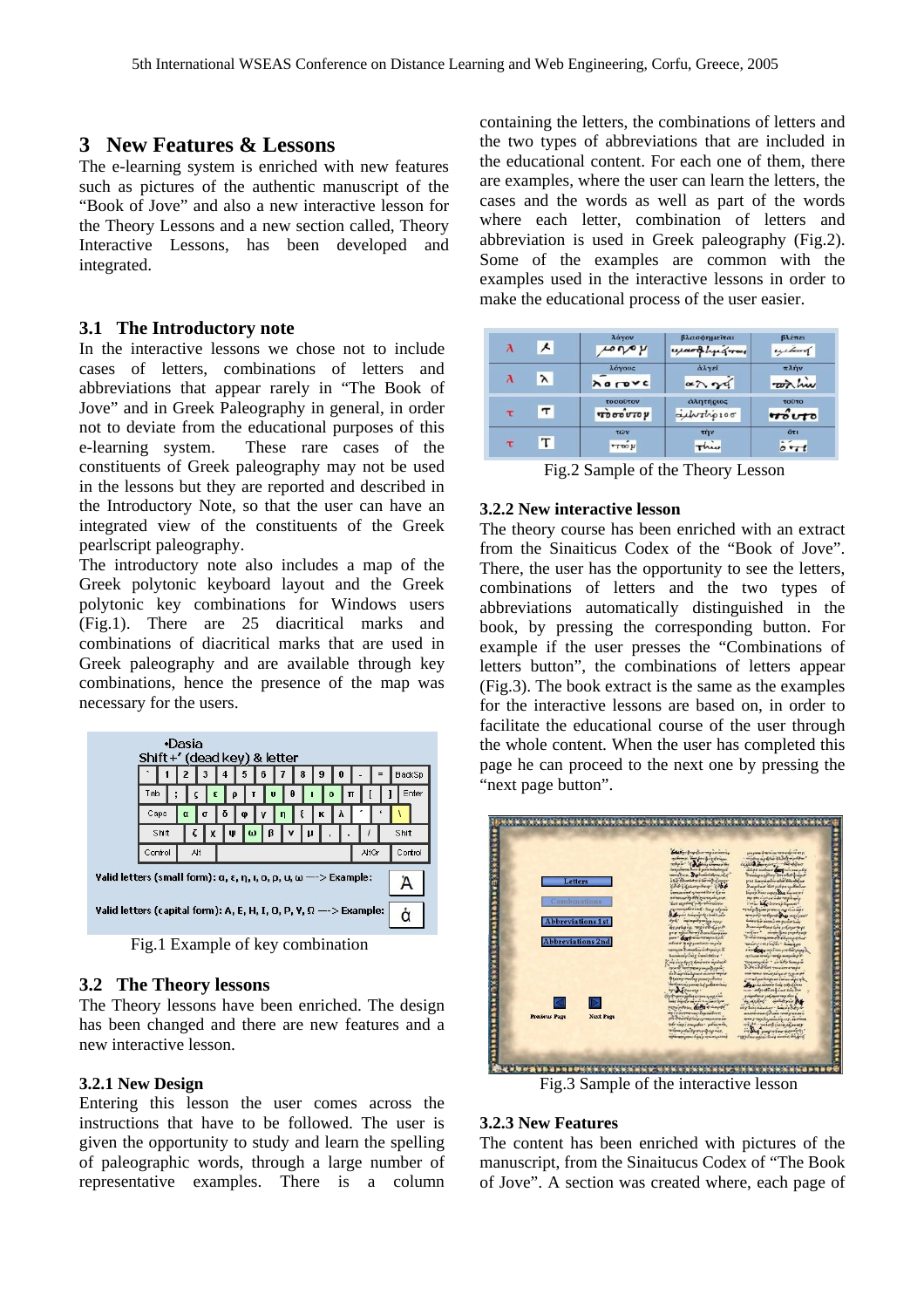## 3 New Features & Lessons

The e-learning system is enriched with new features such as pictures of the authentic manuscript of the "Book of Jove" and also a new interactive lesson for the Theory Lessons and a new section called, Theory Interactive Lessons, has been developed and integrated.

### 3.1 The Introductory note

In the interactive lessons we chose not to include cases of letters, combinations of letters and abbreviations that appear rarely in "The Book of Jove" and in Greek Paleography in general, in order not to deviate from the educational purposes of this e-learning system. These rare cases of the constituents of Greek paleography may not be used in the lessons but they are reported and described in the Introductory Note, so that the user can have an integrated view of the constituents of the Greek pearlscript paleography.

The introductory note also includes a map of the Greek polytonic keyboard layout and the Greek polytonic key combinations for Windows users (Fig.1). There are 25 diacritical marks and combinations of diacritical marks that are used in Greek paleography and are available through key combinations, hence the presence of the map was necessary for the users.

Fig.1 Example of key combination

### 3.2 The Theory lessons

The Theory lessons have been enriched. The design has been changed and there are new features and a new interactive lesson.

#### 3.2.1 New Design

Entering this lesson the user comes across the instructions that have to be followed. The user is given the opportunity to study and learn the spelling of paleographic words, through a large number of representative examples. There is a column containing the letters, the combinations of letters and the two types of abbreviations that are included in the educational content. For each one of them, there are examples, where the user can learn the letters, the cases and the words as well as part of the words where each letter, combination of letters and abbreviation is used in Greek paleography (Fig.2). Some of the examples are common with the examples used in the interactive lessons in order to make the educational process of the user easier.

Fig.2 Sample of the Theory Lesson

#### 3.2.2 New interactive lesson

The theory course has been enriched with an extract from the Sinaiticus Codex of the "Book of Jove". There, the user has the opportunity to see the letters, combinations of letters and the two types of abbreviations automatically distinguished in the book, by pressing the corresponding button. For example if the user presses the "Combinations of letters button", the combinations of letters appear (Fig.3). The book extract is the same as the examples for the interactive lessons are based on, in order to facilitate the educational course of the user through the whole content. When the user has completed this page he can proceed to the next one by pressing the "next page button".

Fig.3 Sample of the interactive lesson

#### 3.2.3 New Features

The content has been enriched with pictures of the manuscript, from the Sinaitucus Codex of "The Book of Jove". A section was created where, each page of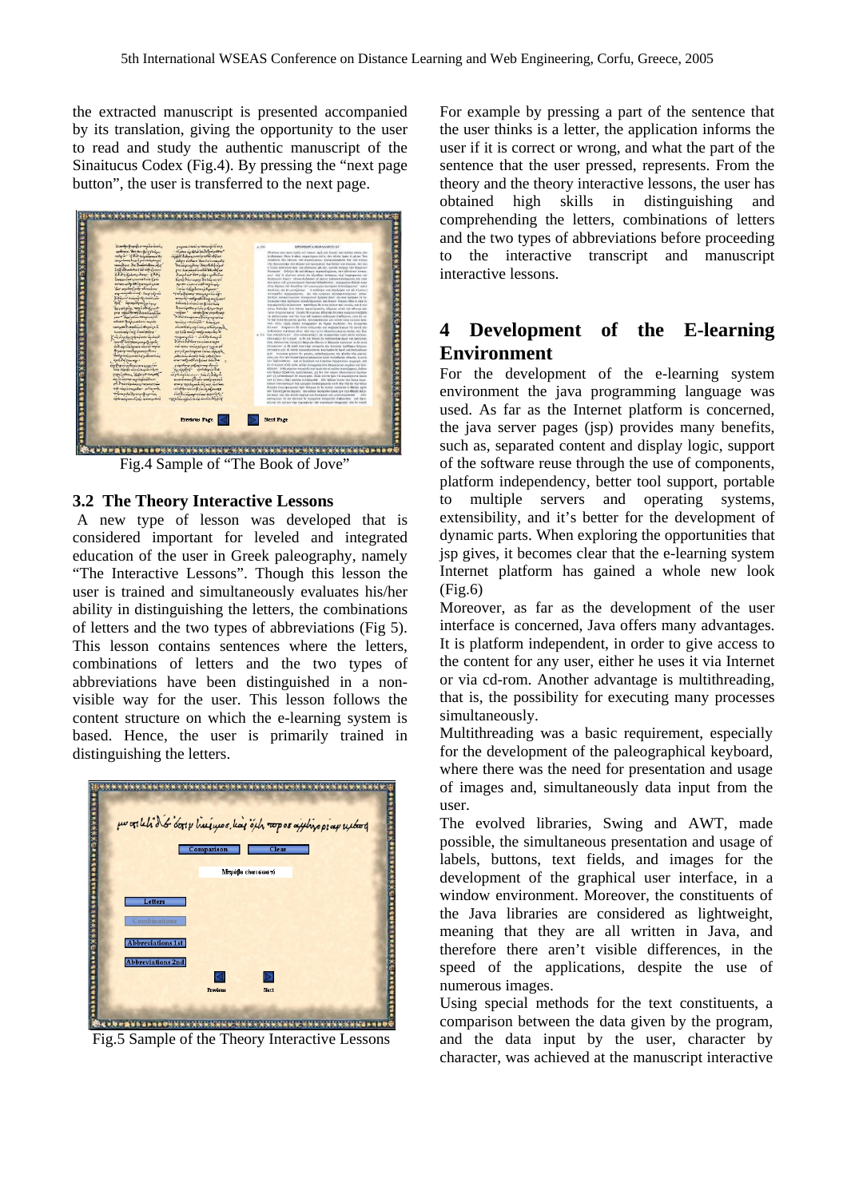the extracted manuscript is presented accompanied by its translation, giving the opportunity to the user to read and study the authentic manuscript of the Sinaitucus Codex (Fig.4). By pressing the "next page button", the user is transferred to the next page.

Fig.4 Sample of "The Book of Jove"

### 3.2 The Theory Interactive Lessons

A new type of lesson was developed that is considered important for leveled and integrated education of the user in Greek paleography, namely "The Interactive Lessons". Though this lesson the user is trained and simultaneously evaluates his/her ability in distinguishing the letters, the combinations of letters and the two types of abbreviations (Fig 5). This lesson contains sentences where the letters, combinations of letters and the two types of abbreviations have been distinguished in a non-visible way for the user. This lesson follows the content structure on which the e-learning system is based. Hence, the user is primarily trained in distinguishing the letters.

Fig.5 Sample of the Theory Interactive Lessons

For example by pressing a part of the sentence that the user thinks is a letter, the application informs the user if it is correct or wrong, and what the part of the sentence that the user pressed, represents. From the theory and the theory interactive lessons, the user has obtained high skills in distinguishing and comprehending the letters, combinations of letters and the two types of abbreviations before proceeding to the interactive transcript and manuscript interactive lessons.

## 4 Development of the E-learning Environment

For the development of the e-learning system environment the java programming language was used. As far as the Internet platform is concerned, the java server pages (jsp) provides many benefits, such as, separated content and display logic, support of the software reuse through the use of components, platform independency, better tool support, portable to multiple servers and operating systems, extensibility, and it's better for the development of dynamic parts. When exploring the opportunities that jsp gives, it becomes clear that the e-learning system Internet platform has gained a whole new look (Fig.6)

Moreover, as far as the development of the user interface is concerned, Java offers many advantages. It is platform independent, in order to give access to the content for any user, either he uses it via Internet or via cd-rom. Another advantage is multithreading, that is, the possibility for executing many processes simultaneously.

Multithreading was a basic requirement, especially for the development of the paleographical keyboard, where there was the need for presentation and usage of images and, simultaneously data input from the user.

The evolved libraries, Swing and AWT, made possible, the simultaneous presentation and usage of labels, buttons, text fields, and images for the development of the graphical user interface, in a window environment. Moreover, the constituents of the Java libraries are considered as lightweight, meaning that they are all written in Java, and therefore there aren't visible differences, in the speed of the applications, despite the use of numerous images.

Using special methods for the text constituents, a comparison between the data given by the program, and the data input by the user, character by character, was achieved at the manuscript interactive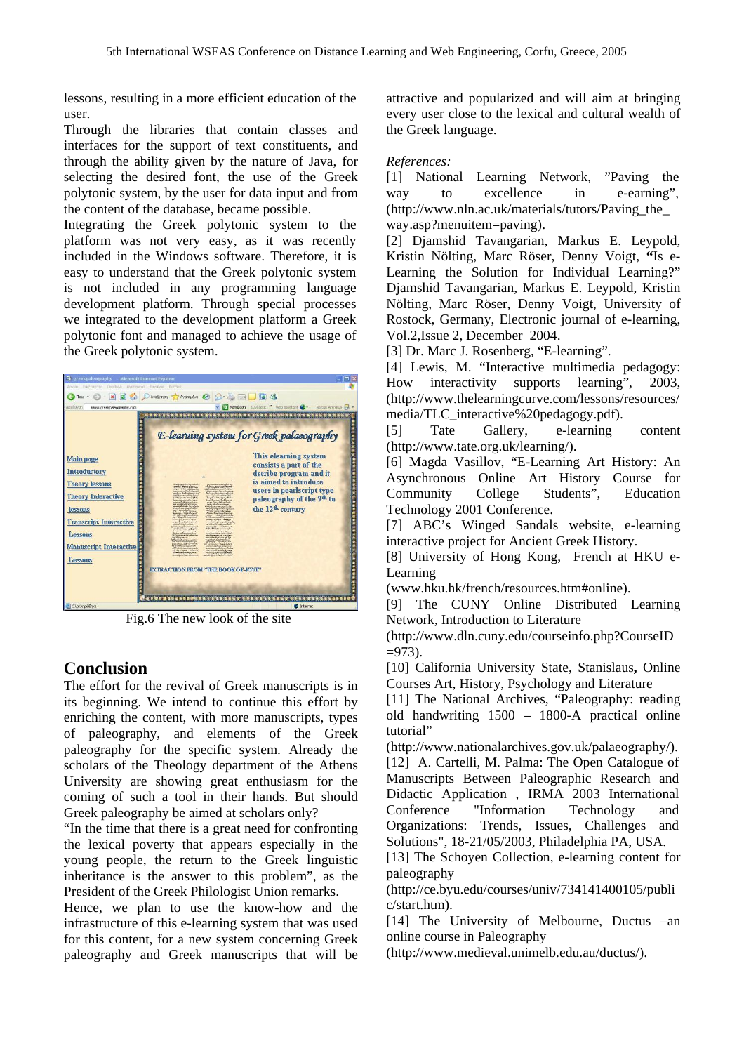lessons, resulting in a more efficient education of the user.

Through the libraries that contain classes and interfaces for the support of text constituents, and through the ability given by the nature of Java, for selecting the desired font, the use of the Greek polytonic system, by the user for data input and from the content of the database, became possible.

Integrating the Greek polytonic system to the platform was not very easy, as it was recently included in the Windows software. Therefore, it is easy to understand that the Greek polytonic system is not included in any programming language development platform. Through special processes we integrated to the development platform a Greek polytonic font and managed to achieve the usage of the Greek polytonic system.

Fig.6 The new look of the site

## Conclusion

The effort for the revival of Greek manuscripts is in its beginning. We intend to continue this effort by enriching the content, with more manuscripts, types of paleography, and elements of the Greek paleography for the specific system. Already the scholars of the Theology department of the Athens University are showing great enthusiasm for the coming of such a tool in their hands. But should Greek paleography be aimed at scholars only?

"In the time that there is a great need for confronting the lexical poverty that appears especially in the young people, the return to the Greek linguistic inheritance is the answer to this problem", as the President of the Greek Philologist Union remarks.

Hence, we plan to use the know-how and the infrastructure of this e-learning system that was used for this content, for a new system concerning Greek paleography and Greek manuscripts that will be attractive and popularized and will aim at bringing every user close to the lexical and cultural wealth of the Greek language.

*References:*

[1] National Learning Network, "Paving the way to excellence in e-earning", (http://www.nln.ac.uk/materials/tutors/Paving_the_way.asp?menuitem=paving).

[2] Djamshid Tavangarian, Markus E. Leypold, Kristin Nölting, Marc Röser, Denny Voigt, **"**Is e-Learning the Solution for Individual Learning?" Djamshid Tavangarian, Markus E. Leypold, Kristin Nölting, Marc Röser, Denny Voigt, University of Rostock, Germany, Electronic journal of e-learning, Vol.2,Issue 2, December 2004.

[3] Dr. Marc J. Rosenberg, "E-learning".

[4] Lewis, M. "Interactive multimedia pedagogy: How interactivity supports learning", 2003, (http://www.thelearningcurve.com/lessons/resources/media/TLC_interactive%20pedagogy.pdf).

[5] Tate Gallery, e-learning content (http://www.tate.org.uk/learning/).

[6] Magda Vasillov, "E-Learning Art History: An Asynchronous Online Art History Course for Community College Students", Education Technology 2001 Conference.

[7] ABC's Winged Sandals website, e-learning interactive project for Ancient Greek History.

[8] University of Hong Kong, French at HKU e-Learning (www.hku.hk/french/resources.htm#online).

[9] The CUNY Online Distributed Learning Network, Introduction to Literature (http://www.dln.cuny.edu/courseinfo.php?CourseID=973).

[10] California University State, Stanislaus**,** Online Courses Art, History, Psychology and Literature

[11] The National Archives, "Paleography: reading old handwriting 1500 – 1800-A practical online tutorial" (http://www.nationalarchives.gov.uk/palaeography/).

[12] A. Cartelli, M. Palma: The Open Catalogue of Manuscripts Between Paleographic Research and Didactic Application , IRMA 2003 International Conference "Information Technology and Organizations: Trends, Issues, Challenges and Solutions", 18-21/05/2003, Philadelphia PA, USA.

[13] The Schoyen Collection, e-learning content for paleography (http://ce.byu.edu/courses/univ/734141400105/public/start.htm).

[14] The University of Melbourne, Ductus –an online course in Paleography (http://www.medieval.unimelb.edu.au/ductus/).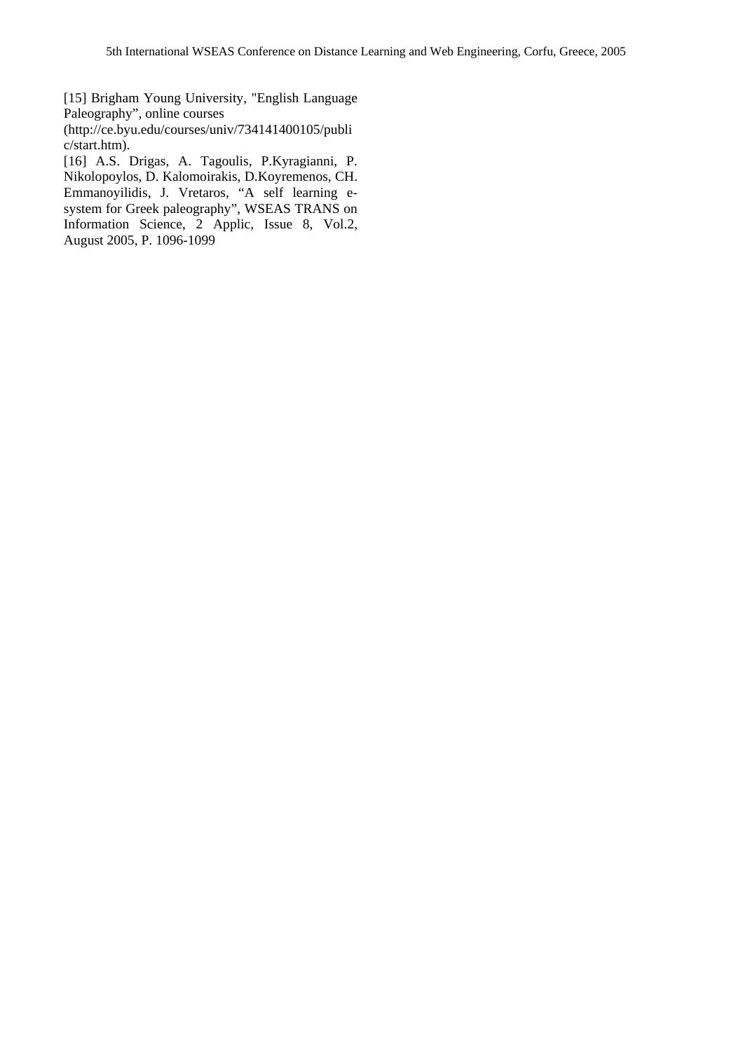[15] Brigham Young University, "English Language Paleography", online courses (http://ce.byu.edu/courses/univ/734141400105/public/start.htm).

[16] A.S. Drigas, A. Tagoulis, P.Kyragianni, P. Nikolopoylos, D. Kalomoirakis, D.Koyremenos, CH. Emmanoyilidis, J. Vretaros, "A self learning e-system for Greek paleography", WSEAS TRANS on Information Science, 2 Applic, Issue 8, Vol.2, August 2005, P. 1096-1099